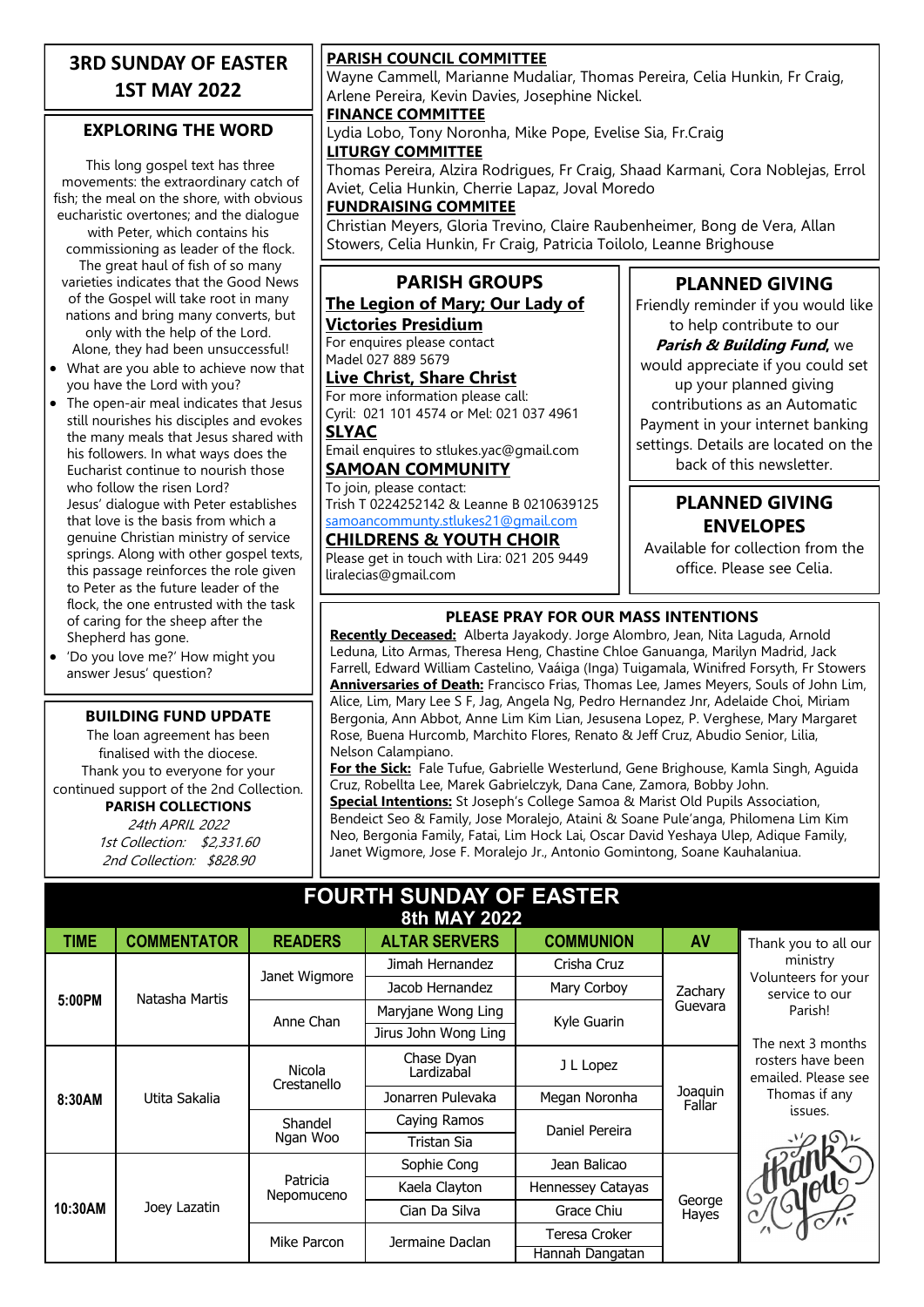# 3RD SUNDAY OF EASTER
## 1ST MAY 2022

## EXPLORING THE WORD

This long gospel text has three movements: the extraordinary catch of fish; the meal on the shore, with obvious eucharistic overtones; and the dialogue with Peter, which contains his commissioning as leader of the flock. The great haul of fish of so many varieties indicates that the Good News of the Gospel will take root in many nations and bring many converts, but only with the help of the Lord. Alone, they had been unsuccessful!

- What are you able to achieve now that you have the Lord with you?
- The open-air meal indicates that Jesus still nourishes his disciples and evokes the many meals that Jesus shared with his followers. In what ways does the Eucharist continue to nourish those who follow the risen Lord? Jesus' dialogue with Peter establishes that love is the basis from which a genuine Christian ministry of service springs. Along with other gospel texts, this passage reinforces the role given to Peter as the future leader of the flock, the one entrusted with the task of caring for the sheep after the Shepherd has gone.
- 'Do you love me?' How might you answer Jesus' question?

## BUILDING FUND UPDATE

The loan agreement has been finalised with the diocese. Thank you to everyone for your continued support of the 2nd Collection.

**PARISH COLLECTIONS**

*24th APRIL 2022*
*1st Collection: $2,331.60*
*2nd Collection: $828.90*

**PARISH COUNCIL COMMITTEE**
Wayne Cammell, Marianne Mudaliar, Thomas Pereira, Celia Hunkin, Fr Craig, Arlene Pereira, Kevin Davies, Josephine Nickel.

**FINANCE COMMITTEE**
Lydia Lobo, Tony Noronha, Mike Pope, Evelise Sia, Fr.Craig

**LITURGY COMMITTEE**
Thomas Pereira, Alzira Rodrigues, Fr Craig, Shaad Karmani, Cora Noblejas, Errol Aviet, Celia Hunkin, Cherrie Lapaz, Joval Moredo

**FUNDRAISING COMMITEE**
Christian Meyers, Gloria Trevino, Claire Raubenheimer, Bong de Vera, Allan Stowers, Celia Hunkin, Fr Craig, Patricia Toilolo, Leanne Brighouse

## PARISH GROUPS

**The Legion of Mary; Our Lady of Victories Presidium**
For enquires please contact
Madel 027 889 5679

**Live Christ, Share Christ**
For more information please call:
Cyril: 021 101 4574 or Mel: 021 037 4961

**SLYAC**
Email enquires to stlukes.yac@gmail.com

**SAMOAN COMMUNITY**
To join, please contact:
Trish T 0224252142 & Leanne B 0210639125
samoancommunity.stlukes21@gmail.com

**CHILDRENS & YOUTH CHOIR**
Please get in touch with Lira: 021 205 9449
liralecias@gmail.com

## PLANNED GIVING

Friendly reminder if you would like to help contribute to our ***Parish & Building Fund***, we would appreciate if you could set up your planned giving contributions as an Automatic Payment in your internet banking settings. Details are located on the back of this newsletter.

## PLANNED GIVING ENVELOPES

Available for collection from the office. Please see Celia.

## PLEASE PRAY FOR OUR MASS INTENTIONS

**Recently Deceased:** Alberta Jayakody. Jorge Alombro, Jean, Nita Laguda, Arnold Leduna, Lito Armas, Theresa Heng, Chastine Chloe Ganuanga, Marilyn Madrid, Jack Farrell, Edward William Castelino, Vaáiga (Inga) Tuigamala, Winifred Forsyth, Fr Stowers

**Anniversaries of Death:** Francisco Frias, Thomas Lee, James Meyers, Souls of John Lim, Alice, Lim, Mary Lee S F, Jag, Angela Ng, Pedro Hernandez Jnr, Adelaide Choi, Miriam Bergonia, Ann Abbot, Anne Lim Kim Lian, Jesusena Lopez, P. Verghese, Mary Margaret Rose, Buena Hurcomb, Marchito Flores, Renato & Jeff Cruz, Abudio Senior, Lilia, Nelson Calampiano.

**For the Sick:** Fale Tufue, Gabrielle Westerlund, Gene Brighouse, Kamla Singh, Aguida Cruz, Robellta Lee, Marek Gabrielczyk, Dana Cane, Zamora, Bobby John.

**Special Intentions:** St Joseph's College Samoa & Marist Old Pupils Association, Bendeict Seo & Family, Jose Moralejo, Ataini & Soane Pule'anga, Philomena Lim Kim Neo, Bergonia Family, Fatai, Lim Hock Lai, Oscar David Yeshaya Ulep, Adique Family, Janet Wigmore, Jose F. Moralejo Jr., Antonio Gomintong, Soane Kauhalaniua.

# FOURTH SUNDAY OF EASTER
## 8th MAY 2022

| TIME | COMMENTATOR | READERS | ALTAR SERVERS | COMMUNION | AV |
|---|---|---|---|---|---|
| 5:00PM | Natasha Martis | Janet Wigmore | Jimah Hernandez | Crisha Cruz | Zachary Guevara |
| | | | Jacob Hernandez | Mary Corboy | |
| | | Anne Chan | Maryjane Wong Ling | Kyle Guarin | |
| | | | Jirus John Wong Ling | | |
| 8:30AM | Utita Sakalia | Nicola Crestanello | Chase Dyan Lardizabal | J L Lopez | Joaquin Fallar |
| | | | Jonarren Pulevaka | Megan Noronha | |
| | | Shandel Ngan Woo | Caying Ramos | Daniel Pereira | |
| | | | Tristan Sia | | |
| 10:30AM | Joey Lazatin | Patricia Nepomuceno | Sophie Cong | Jean Balicao | George Hayes |
| | | | Kaela Clayton | Hennessey Catayas | |
| | | | Cian Da Silva | Grace Chiu | |
| | | Mike Parcon | Jermaine Daclan | Teresa Croker | |
| | | | | Hannah Dangatan | |

Thank you to all our ministry Volunteers for your service to our Parish!

The next 3 months rosters have been emailed. Please see Thomas if any issues.

Thank you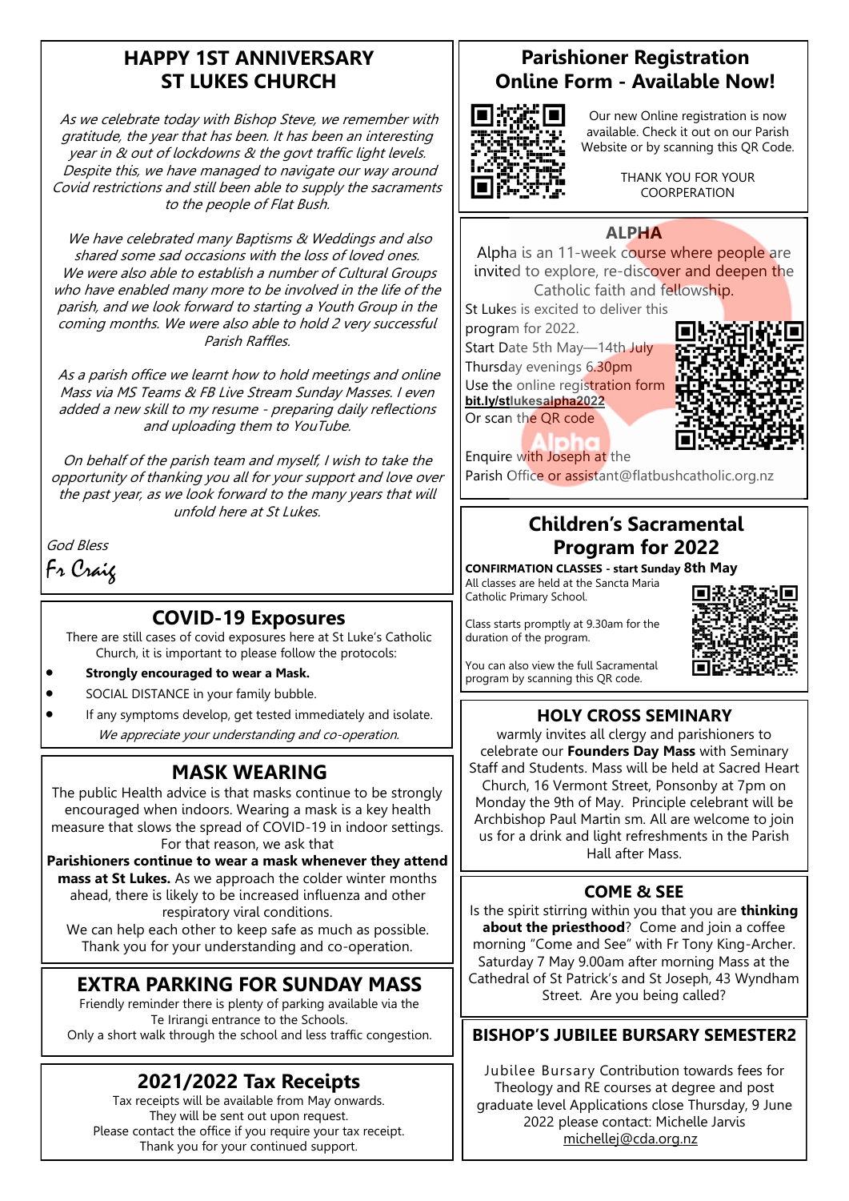## HAPPY 1ST ANNIVERSARY ST LUKES CHURCH

*As we celebrate today with Bishop Steve, we remember with gratitude, the year that has been. It has been an interesting year in & out of lockdowns & the govt traffic light levels. Despite this, we have managed to navigate our way around Covid restrictions and still been able to supply the sacraments to the people of Flat Bush.*

*We have celebrated many Baptisms & Weddings and also shared some sad occasions with the loss of loved ones. We were also able to establish a number of Cultural Groups who have enabled many more to be involved in the life of the parish, and we look forward to starting a Youth Group in the coming months. We were also able to hold 2 very successful Parish Raffles.*

*As a parish office we learnt how to hold meetings and online Mass via MS Teams & FB Live Stream Sunday Masses. I even added a new skill to my resume - preparing daily reflections and uploading them to YouTube.*

*On behalf of the parish team and myself, I wish to take the opportunity of thanking you all for your support and love over the past year, as we look forward to the many years that will unfold here at St Lukes.*

*God Bless*

*Fr Craig*

## COVID-19 Exposures

There are still cases of covid exposures here at St Luke's Catholic Church, it is important to follow the protocols:

- **Strongly encouraged to wear a Mask.**
- SOCIAL DISTANCE in your family bubble.
- If any symptoms develop, get tested immediately and isolate.

*We appreciate your understanding and co-operation.*

## MASK WEARING

The public Health advice is that masks continue to be strongly encouraged when indoors. Wearing a mask is a key health measure that slows the spread of COVID-19 in indoor settings. For that reason, we ask that **Parishioners continue to wear a mask whenever they attend mass at St Lukes.** As we approach the colder winter months ahead, there is likely to be increased influenza and other respiratory viral conditions.
We can help each other to keep safe as much as possible. Thank you for your understanding and co-operation.

## EXTRA PARKING FOR SUNDAY MASS

Friendly reminder there is plenty of parking available via the Te Irirangi entrance to the Schools.
Only a short walk through the school and less traffic congestion.

## 2021/2022 Tax Receipts

Tax receipts will be available from May onwards.
They will be sent out upon request.
Please contact the office if you require your tax receipt.
Thank you for your continued support.

## Parishioner Registration Online Form - Available Now!

Our new Online registration is now available. Check it out on our Parish Website or by scanning this QR Code.

THANK YOU FOR YOUR COORPERATION

## ALPHA

Alpha is an 11-week course where people are invited to explore, re-discover and deepen the Catholic faith and fellowship.

St Lukes is excited to deliver this program for 2022.
Start Date 5th May—14th July
Thursday evenings 6.30pm
Use the online registration form **bit.ly/stlukesalpha2022**
Or scan the QR code

Enquire with Joseph at the Parish Office or assistant@flatbushcatholic.org.nz

## Children's Sacramental Program for 2022

**CONFIRMATION CLASSES - start Sunday 8th May**

All classes are held at the Sancta Maria Catholic Primary School.

Class starts promptly at 9.30am for the duration of the program.

You can also view the full Sacramental program by scanning this QR code.

## HOLY CROSS SEMINARY

warmly invites all clergy and parishioners to celebrate our **Founders Day Mass** with Seminary Staff and Students. Mass will be held at Sacred Heart Church, 16 Vermont Street, Ponsonby at 7pm on Monday the 9th of May. Principle celebrant will be Archbishop Paul Martin sm. All are welcome to join us for a drink and light refreshments in the Parish Hall after Mass.

## COME & SEE

Is the spirit stirring within you that you are **thinking about the priesthood**? Come and join a coffee morning "Come and See" with Fr Tony King-Archer. Saturday 7 May 9.00am after morning Mass at the Cathedral of St Patrick's and St Joseph, 43 Wyndham Street. Are you being called?

## BISHOP'S JUBILEE BURSARY SEMESTER2

Jubilee Bursary Contribution towards fees for Theology and RE courses at degree and post graduate level Applications close Thursday, 9 June 2022 please contact: Michelle Jarvis michellej@cda.org.nz